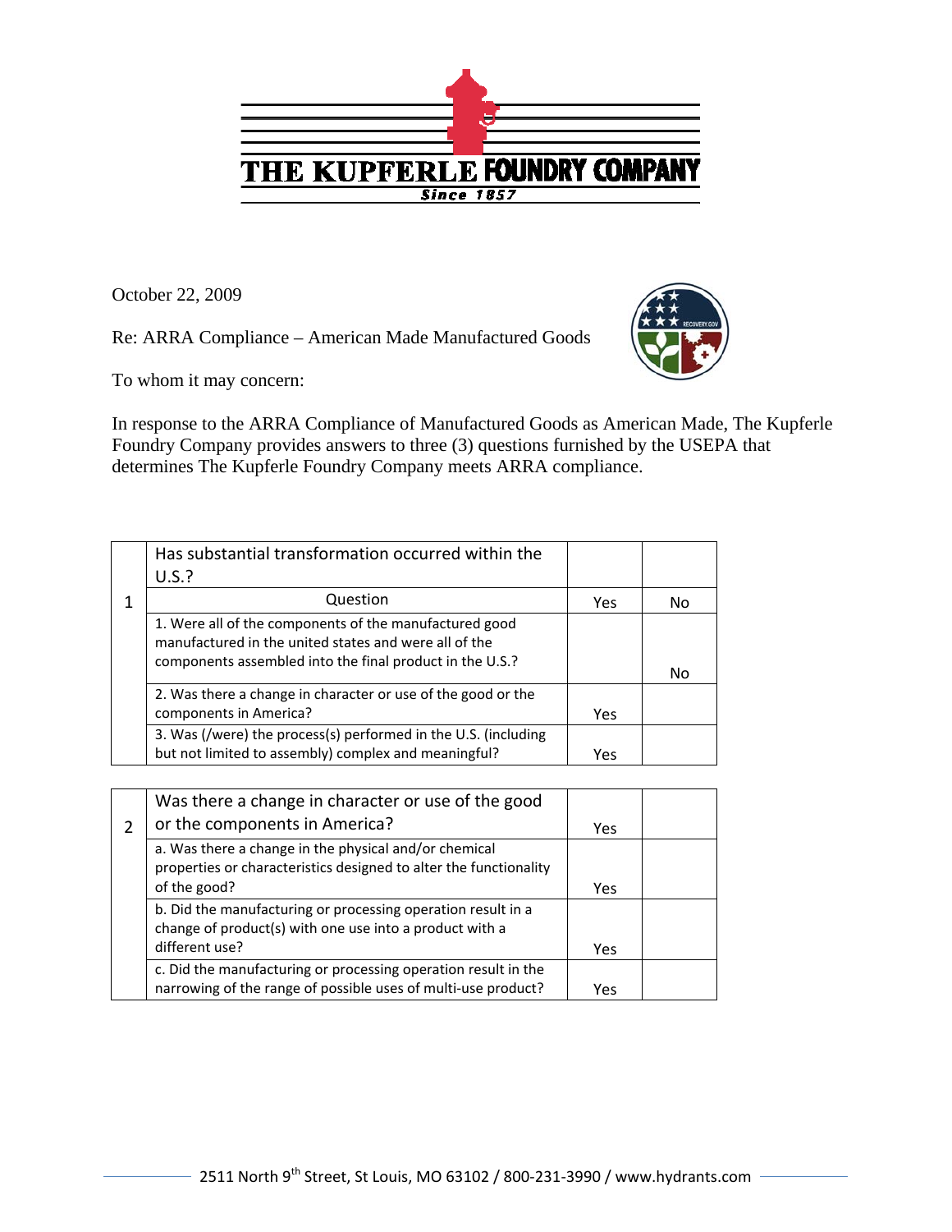# THE KUPFERLE FOUNDRY COMPANY

*Since 1857*

October 22, 2009

Re: ARRA Compliance – American Made Manufactured Goods

To whom it may concern:

In response to the ARRA Compliance of Manufactured Goods as American Made, The Kupferle Foundry Company provides answers to three (3) questions furnished by the USEPA that determines The Kupferle Foundry Company meets ARRA compliance.

| | Has substantial transformation occurred within the U.S.? | | |
|---|---|---|---|
| 1 | Question | Yes | No |
| | 1. Were all of the components of the manufactured good manufactured in the united states and were all of the components assembled into the final product in the U.S.? | | No |
| | 2. Was there a change in character or use of the good or the components in America? | Yes | |
| | 3. Was (/were) the process(s) performed in the U.S. (including but not limited to assembly) complex and meaningful? | Yes | |

| | Was there a change in character or use of the good or the components in America? | Yes | |
|---|---|---|---|
| 2 | a. Was there a change in the physical and/or chemical properties or characteristics designed to alter the functionality of the good? | Yes | |
| | b. Did the manufacturing or processing operation result in a change of product(s) with one use into a product with a different use? | Yes | |
| | c. Did the manufacturing or processing operation result in the narrowing of the range of possible uses of multi-use product? | Yes | |

2511 North 9th Street, St Louis, MO 63102 / 800-231-3990 / www.hydrants.com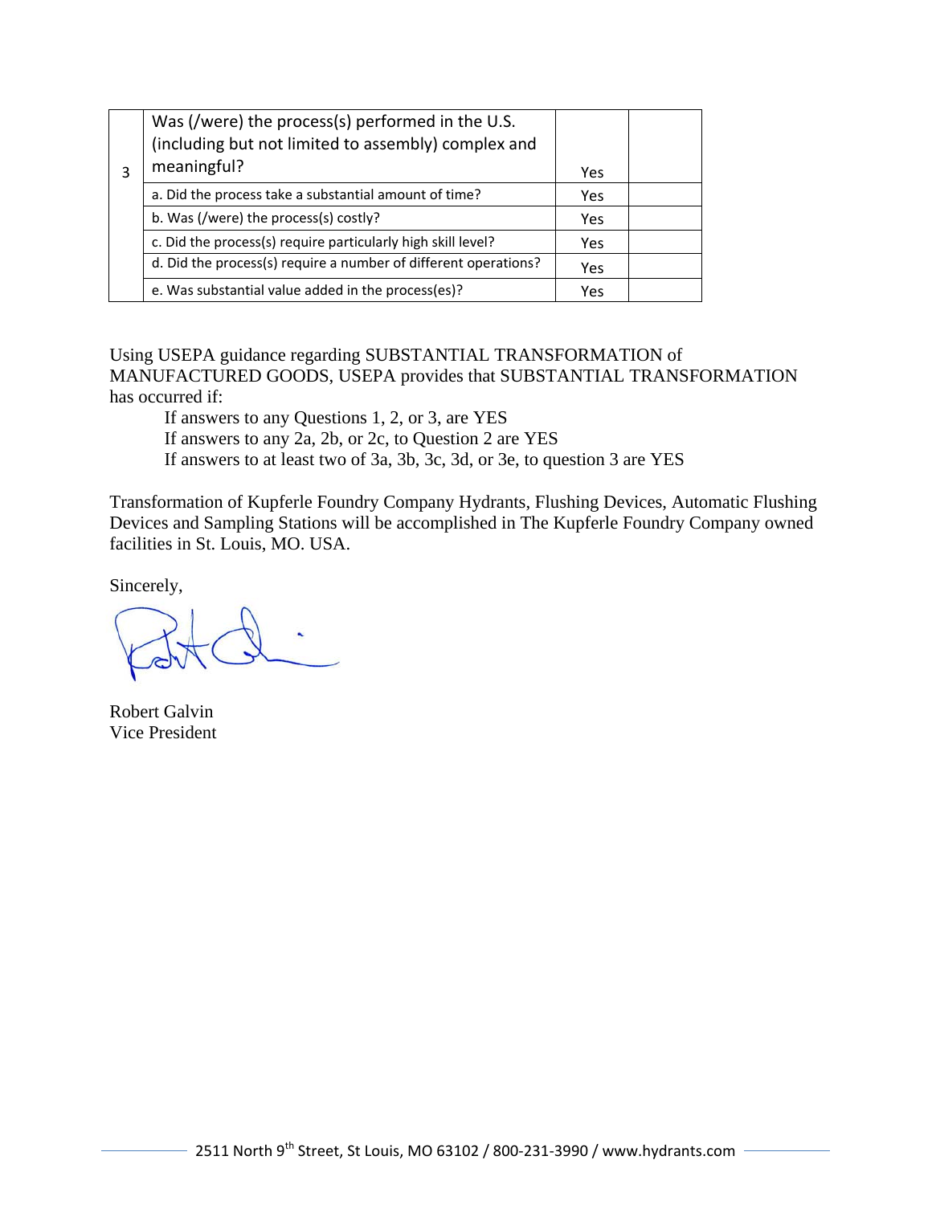| | | | |
|---|---|---|---|
| 3 | Was (/were) the process(s) performed in the U.S. (including but not limited to assembly) complex and meaningful? | Yes | |
| | a. Did the process take a substantial amount of time? | Yes | |
| | b. Was (/were) the process(s) costly? | Yes | |
| | c. Did the process(s) require particularly high skill level? | Yes | |
| | d. Did the process(s) require a number of different operations? | Yes | |
| | e. Was substantial value added in the process(es)? | Yes | |

Using USEPA guidance regarding SUBSTANTIAL TRANSFORMATION of MANUFACTURED GOODS, USEPA provides that SUBSTANTIAL TRANSFORMATION has occurred if:

If answers to any Questions 1, 2, or 3, are YES
If answers to any 2a, 2b, or 2c, to Question 2 are YES
If answers to at least two of 3a, 3b, 3c, 3d, or 3e, to question 3 are YES

Transformation of Kupferle Foundry Company Hydrants, Flushing Devices, Automatic Flushing Devices and Sampling Stations will be accomplished in The Kupferle Foundry Company owned facilities in St. Louis, MO. USA.

Sincerely,

Robert Galvin
Vice President

2511 North 9th Street, St Louis, MO 63102 / 800-231-3990 / www.hydrants.com